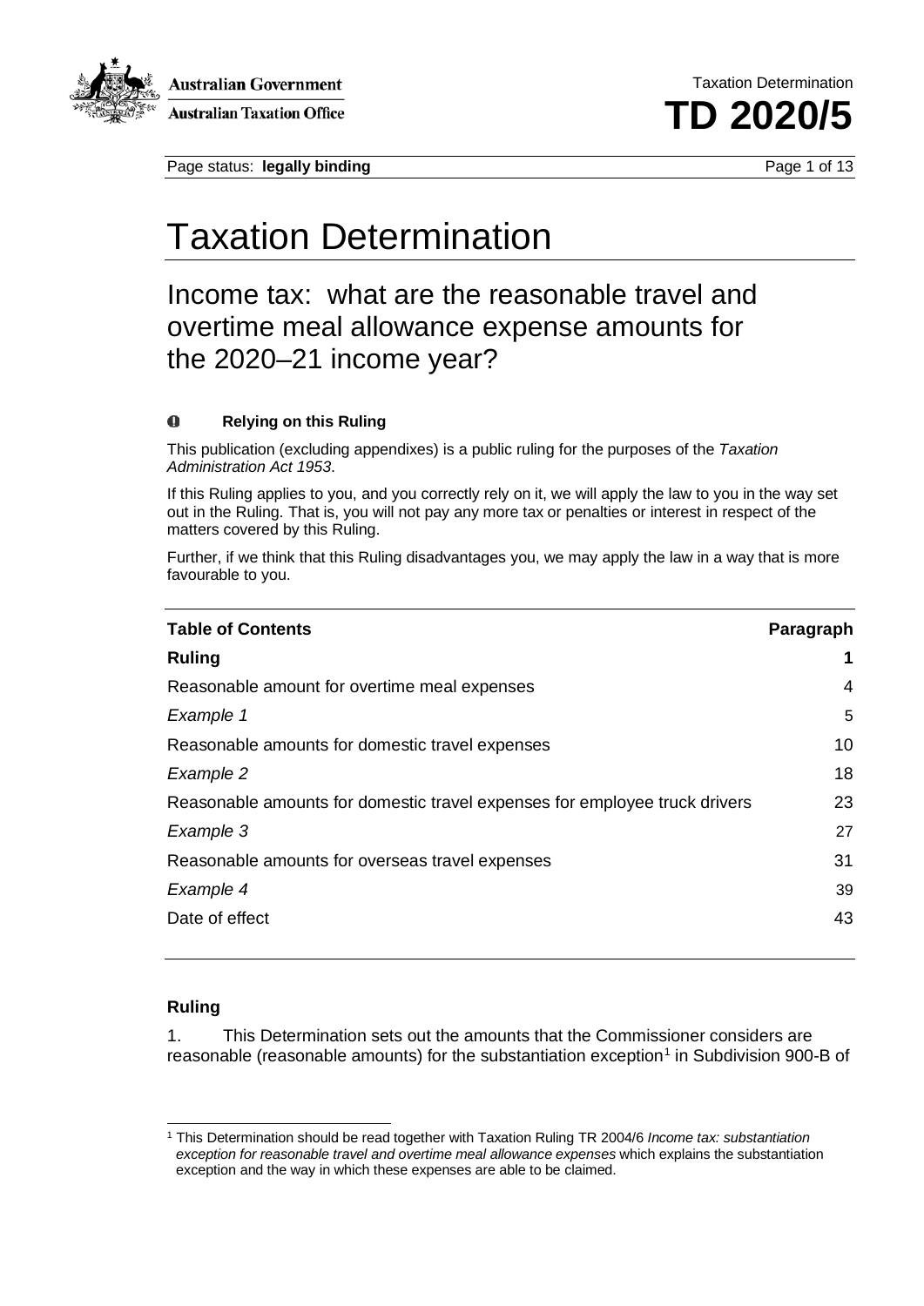Australian Government

Australian Taxation Office

Taxation Determination

**TD 2020/5**

Page status: **legally binding**

# Taxation Determination

## Income tax: what are the reasonable travel and overtime meal allowance expense amounts for the 2020–21 income year?

**Relying on this Ruling**

This publication (excluding appendixes) is a public ruling for the purposes of the *Taxation Administration Act 1953*.

If this Ruling applies to you, and you correctly rely on it, we will apply the law to you in the way set out in the Ruling. That is, you will not pay any more tax or penalties or interest in respect of the matters covered by this Ruling.

Further, if we think that this Ruling disadvantages you, we may apply the law in a way that is more favourable to you.

| **Table of Contents** | **Paragraph** |
|---|---|
| **Ruling** | **1** |
| Reasonable amount for overtime meal expenses | 4 |
| *Example 1* | 5 |
| Reasonable amounts for domestic travel expenses | 10 |
| *Example 2* | 18 |
| Reasonable amounts for domestic travel expenses for employee truck drivers | 23 |
| *Example 3* | 27 |
| Reasonable amounts for overseas travel expenses | 31 |
| *Example 4* | 39 |
| Date of effect | 43 |

### Ruling

1. This Determination sets out the amounts that the Commissioner considers are reasonable (reasonable amounts) for the substantiation exception[1] in Subdivision 900-B of

[1] This Determination should be read together with Taxation Ruling TR 2004/6 *Income tax: substantiation exception for reasonable travel and overtime meal allowance expenses* which explains the substantiation exception and the way in which these expenses are able to be claimed.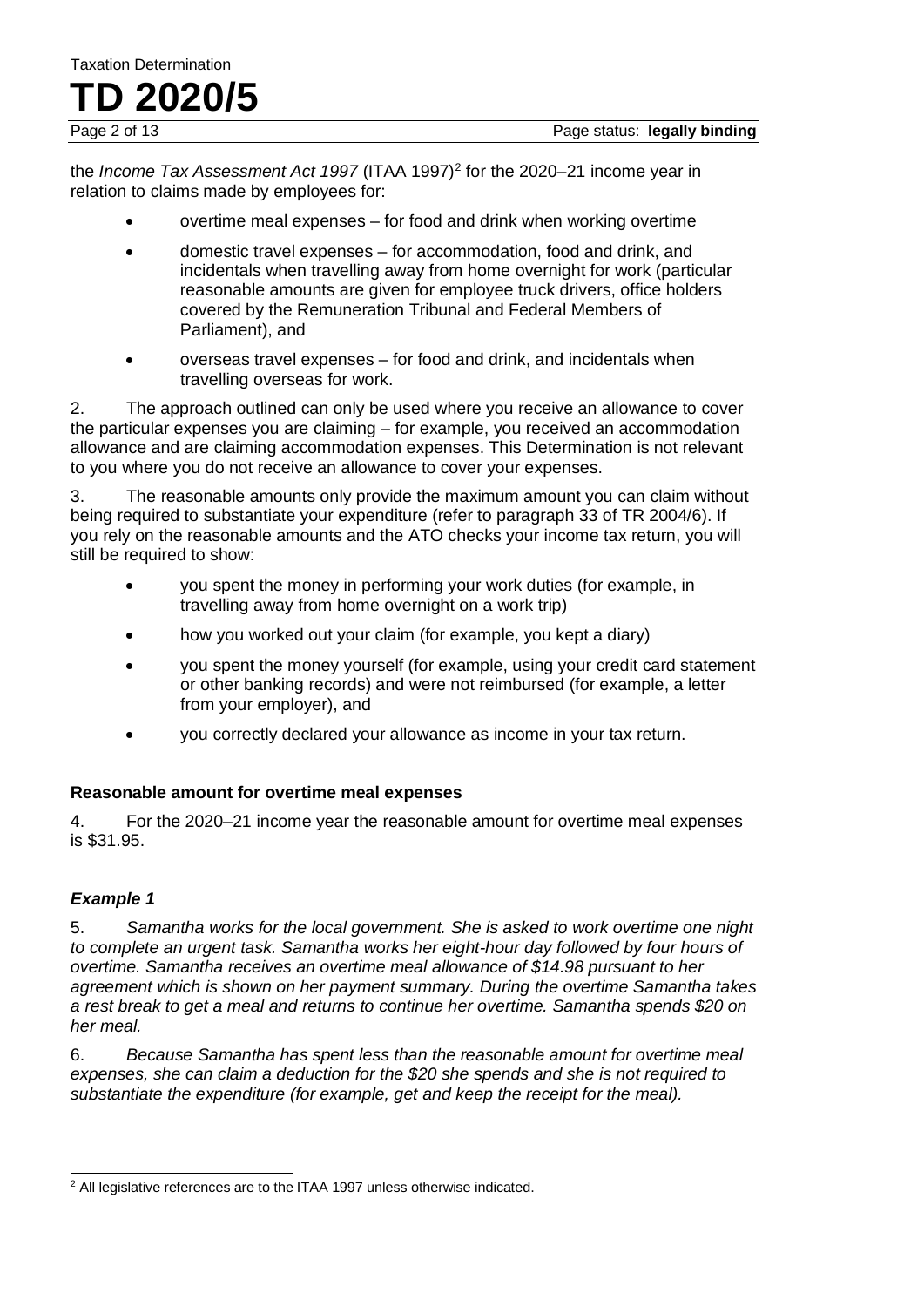the *Income Tax Assessment Act 1997* (ITAA 1997)[2] for the 2020–21 income year in relation to claims made by employees for:

- overtime meal expenses – for food and drink when working overtime
- domestic travel expenses – for accommodation, food and drink, and incidentals when travelling away from home overnight for work (particular reasonable amounts are given for employee truck drivers, office holders covered by the Remuneration Tribunal and Federal Members of Parliament), and
- overseas travel expenses – for food and drink, and incidentals when travelling overseas for work.

2. The approach outlined can only be used where you receive an allowance to cover the particular expenses you are claiming – for example, you received an accommodation allowance and are claiming accommodation expenses. This Determination is not relevant to you where you do not receive an allowance to cover your expenses.

3. The reasonable amounts only provide the maximum amount you can claim without being required to substantiate your expenditure (refer to paragraph 33 of TR 2004/6). If you rely on the reasonable amounts and the ATO checks your income tax return, you will still be required to show:

- you spent the money in performing your work duties (for example, in travelling away from home overnight on a work trip)
- how you worked out your claim (for example, you kept a diary)
- you spent the money yourself (for example, using your credit card statement or other banking records) and were not reimbursed (for example, a letter from your employer), and
- you correctly declared your allowance as income in your tax return.

### Reasonable amount for overtime meal expenses

4. For the 2020–21 income year the reasonable amount for overtime meal expenses is $31.95.

### *Example 1*

5. *Samantha works for the local government. She is asked to work overtime one night to complete an urgent task. Samantha works her eight-hour day followed by four hours of overtime. Samantha receives an overtime meal allowance of $14.98 pursuant to her agreement which is shown on her payment summary. During the overtime Samantha takes a rest break to get a meal and returns to continue her overtime. Samantha spends $20 on her meal.*

6. *Because Samantha has spent less than the reasonable amount for overtime meal expenses, she can claim a deduction for the $20 she spends and she is not required to substantiate the expenditure (for example, get and keep the receipt for the meal).*

---

[2] All legislative references are to the ITAA 1997 unless otherwise indicated.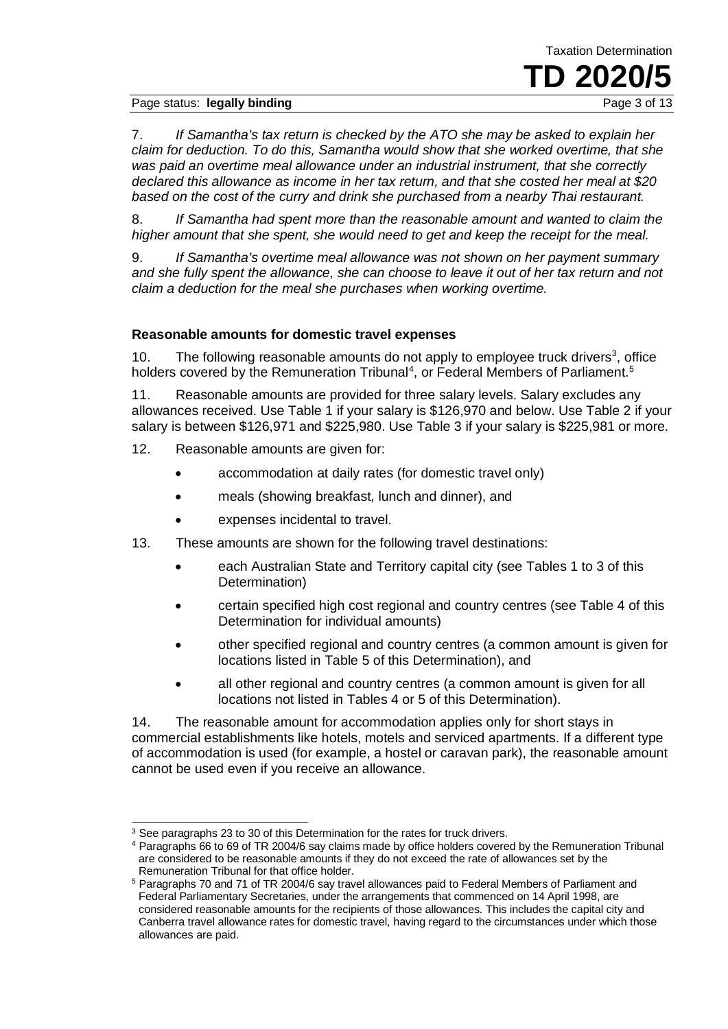7. *If Samantha's tax return is checked by the ATO she may be asked to explain her claim for deduction. To do this, Samantha would show that she worked overtime, that she was paid an overtime meal allowance under an industrial instrument, that she correctly declared this allowance as income in her tax return, and that she costed her meal at $20 based on the cost of the curry and drink she purchased from a nearby Thai restaurant.*

8. *If Samantha had spent more than the reasonable amount and wanted to claim the higher amount that she spent, she would need to get and keep the receipt for the meal.*

9. *If Samantha's overtime meal allowance was not shown on her payment summary and she fully spent the allowance, she can choose to leave it out of her tax return and not claim a deduction for the meal she purchases when working overtime.*

### Reasonable amounts for domestic travel expenses

10. The following reasonable amounts do not apply to employee truck drivers[3], office holders covered by the Remuneration Tribunal[4], or Federal Members of Parliament.[5]

11. Reasonable amounts are provided for three salary levels. Salary excludes any allowances received. Use Table 1 if your salary is $126,970 and below. Use Table 2 if your salary is between $126,971 and $225,980. Use Table 3 if your salary is $225,981 or more.

12. Reasonable amounts are given for:

- accommodation at daily rates (for domestic travel only)
- meals (showing breakfast, lunch and dinner), and
- expenses incidental to travel.

13. These amounts are shown for the following travel destinations:

- each Australian State and Territory capital city (see Tables 1 to 3 of this Determination)
- certain specified high cost regional and country centres (see Table 4 of this Determination for individual amounts)
- other specified regional and country centres (a common amount is given for locations listed in Table 5 of this Determination), and
- all other regional and country centres (a common amount is given for all locations not listed in Tables 4 or 5 of this Determination).

14. The reasonable amount for accommodation applies only for short stays in commercial establishments like hotels, motels and serviced apartments. If a different type of accommodation is used (for example, a hostel or caravan park), the reasonable amount cannot be used even if you receive an allowance.

---

[3] See paragraphs 23 to 30 of this Determination for the rates for truck drivers.

[4] Paragraphs 66 to 69 of TR 2004/6 say claims made by office holders covered by the Remuneration Tribunal are considered to be reasonable amounts if they do not exceed the rate of allowances set by the Remuneration Tribunal for that office holder.

[5] Paragraphs 70 and 71 of TR 2004/6 say travel allowances paid to Federal Members of Parliament and Federal Parliamentary Secretaries, under the arrangements that commenced on 14 April 1998, are considered reasonable amounts for the recipients of those allowances. This includes the capital city and Canberra travel allowance rates for domestic travel, having regard to the circumstances under which those allowances are paid.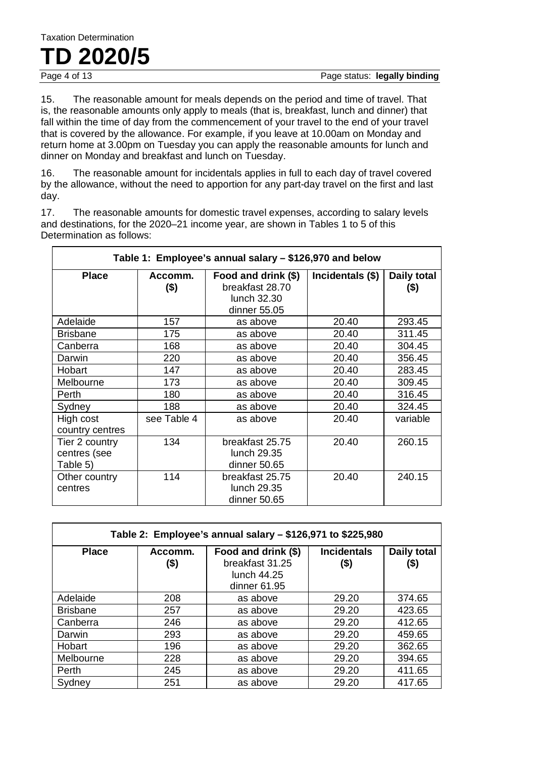15. The reasonable amount for meals depends on the period and time of travel. That is, the reasonable amounts only apply to meals (that is, breakfast, lunch and dinner) that fall within the time of day from the commencement of your travel to the end of your travel that is covered by the allowance. For example, if you leave at 10.00am on Monday and return home at 3.00pm on Tuesday you can apply the reasonable amounts for lunch and dinner on Monday and breakfast and lunch on Tuesday.

16. The reasonable amount for incidentals applies in full to each day of travel covered by the allowance, without the need to apportion for any part-day travel on the first and last day.

17. The reasonable amounts for domestic travel expenses, according to salary levels and destinations, for the 2020–21 income year, are shown in Tables 1 to 5 of this Determination as follows:

| Table 1: Employee's annual salary – $126,970 and below | | | | |
|---|---|---|---|---|
| **Place** | **Accomm. ($)** | **Food and drink ($)** breakfast 28.70 lunch 32.30 dinner 55.05 | **Incidentals ($)** | **Daily total ($)** |
| Adelaide | 157 | as above | 20.40 | 293.45 |
| Brisbane | 175 | as above | 20.40 | 311.45 |
| Canberra | 168 | as above | 20.40 | 304.45 |
| Darwin | 220 | as above | 20.40 | 356.45 |
| Hobart | 147 | as above | 20.40 | 283.45 |
| Melbourne | 173 | as above | 20.40 | 309.45 |
| Perth | 180 | as above | 20.40 | 316.45 |
| Sydney | 188 | as above | 20.40 | 324.45 |
| High cost country centres | see Table 4 | as above | 20.40 | variable |
| Tier 2 country centres (see Table 5) | 134 | breakfast 25.75 lunch 29.35 dinner 50.65 | 20.40 | 260.15 |
| Other country centres | 114 | breakfast 25.75 lunch 29.35 dinner 50.65 | 20.40 | 240.15 |

| Table 2: Employee's annual salary – $126,971 to $225,980 | | | | |
|---|---|---|---|---|
| **Place** | **Accomm. ($)** | **Food and drink ($)** breakfast 31.25 lunch 44.25 dinner 61.95 | **Incidentals ($)** | **Daily total ($)** |
| Adelaide | 208 | as above | 29.20 | 374.65 |
| Brisbane | 257 | as above | 29.20 | 423.65 |
| Canberra | 246 | as above | 29.20 | 412.65 |
| Darwin | 293 | as above | 29.20 | 459.65 |
| Hobart | 196 | as above | 29.20 | 362.65 |
| Melbourne | 228 | as above | 29.20 | 394.65 |
| Perth | 245 | as above | 29.20 | 411.65 |
| Sydney | 251 | as above | 29.20 | 417.65 |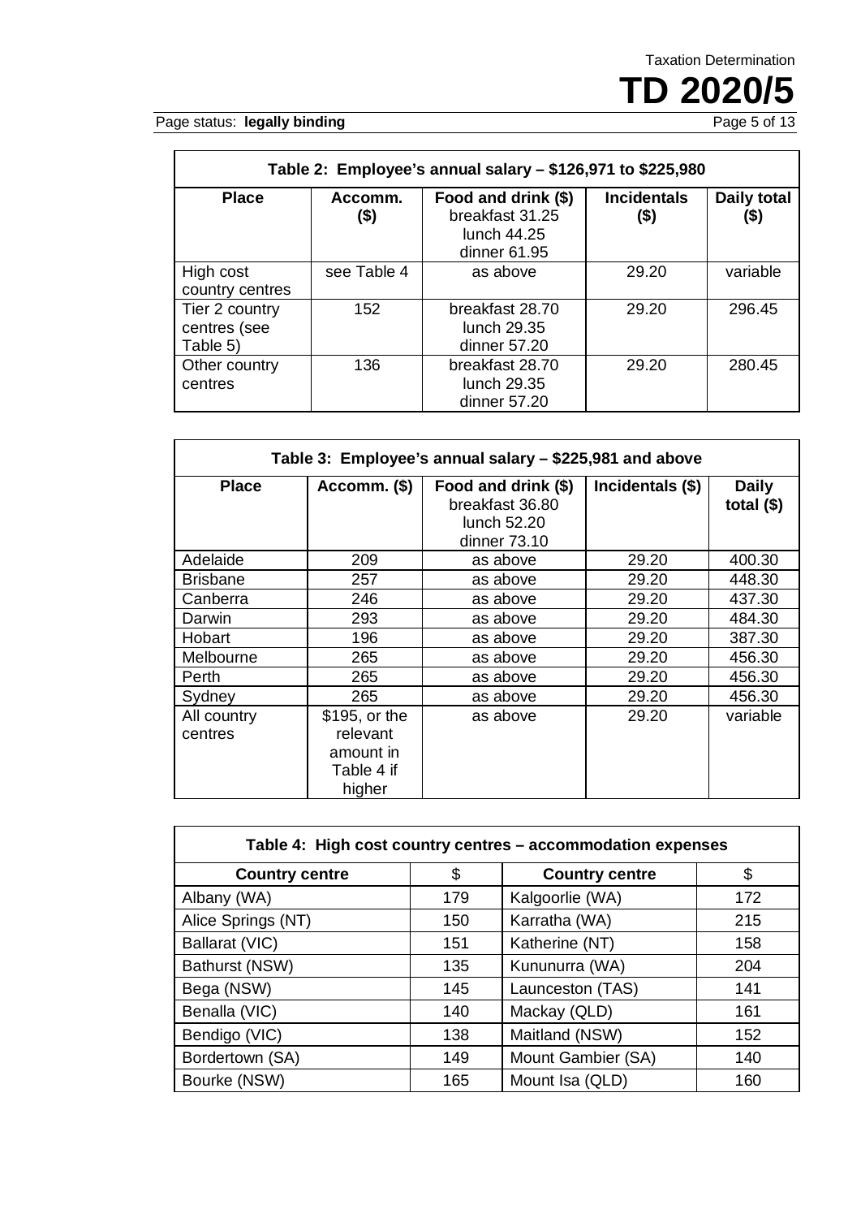| Table 2: Employee's annual salary – \$126,971 to \$225,980 | | | | |
|---|---|---|---|---|
| **Place** | **Accomm. (\$)** | **Food and drink (\$)** breakfast 31.25 lunch 44.25 dinner 61.95 | **Incidentals (\$)** | **Daily total (\$)** |
| High cost country centres | see Table 4 | as above | 29.20 | variable |
| Tier 2 country centres (see Table 5) | 152 | breakfast 28.70 lunch 29.35 dinner 57.20 | 29.20 | 296.45 |
| Other country centres | 136 | breakfast 28.70 lunch 29.35 dinner 57.20 | 29.20 | 280.45 |

| Table 3: Employee's annual salary – \$225,981 and above | | | | |
|---|---|---|---|---|
| **Place** | **Accomm. (\$)** | **Food and drink (\$)** breakfast 36.80 lunch 52.20 dinner 73.10 | **Incidentals (\$)** | **Daily total (\$)** |
| Adelaide | 209 | as above | 29.20 | 400.30 |
| Brisbane | 257 | as above | 29.20 | 448.30 |
| Canberra | 246 | as above | 29.20 | 437.30 |
| Darwin | 293 | as above | 29.20 | 484.30 |
| Hobart | 196 | as above | 29.20 | 387.30 |
| Melbourne | 265 | as above | 29.20 | 456.30 |
| Perth | 265 | as above | 29.20 | 456.30 |
| Sydney | 265 | as above | 29.20 | 456.30 |
| All country centres | \$195, or the relevant amount in Table 4 if higher | as above | 29.20 | variable |

| Table 4: High cost country centres – accommodation expenses | | | |
|---|---|---|---|
| **Country centre** | **\$** | **Country centre** | **\$** |
| Albany (WA) | 179 | Kalgoorlie (WA) | 172 |
| Alice Springs (NT) | 150 | Karratha (WA) | 215 |
| Ballarat (VIC) | 151 | Katherine (NT) | 158 |
| Bathurst (NSW) | 135 | Kununurra (WA) | 204 |
| Bega (NSW) | 145 | Launceston (TAS) | 141 |
| Benalla (VIC) | 140 | Mackay (QLD) | 161 |
| Bendigo (VIC) | 138 | Maitland (NSW) | 152 |
| Bordertown (SA) | 149 | Mount Gambier (SA) | 140 |
| Bourke (NSW) | 165 | Mount Isa (QLD) | 160 |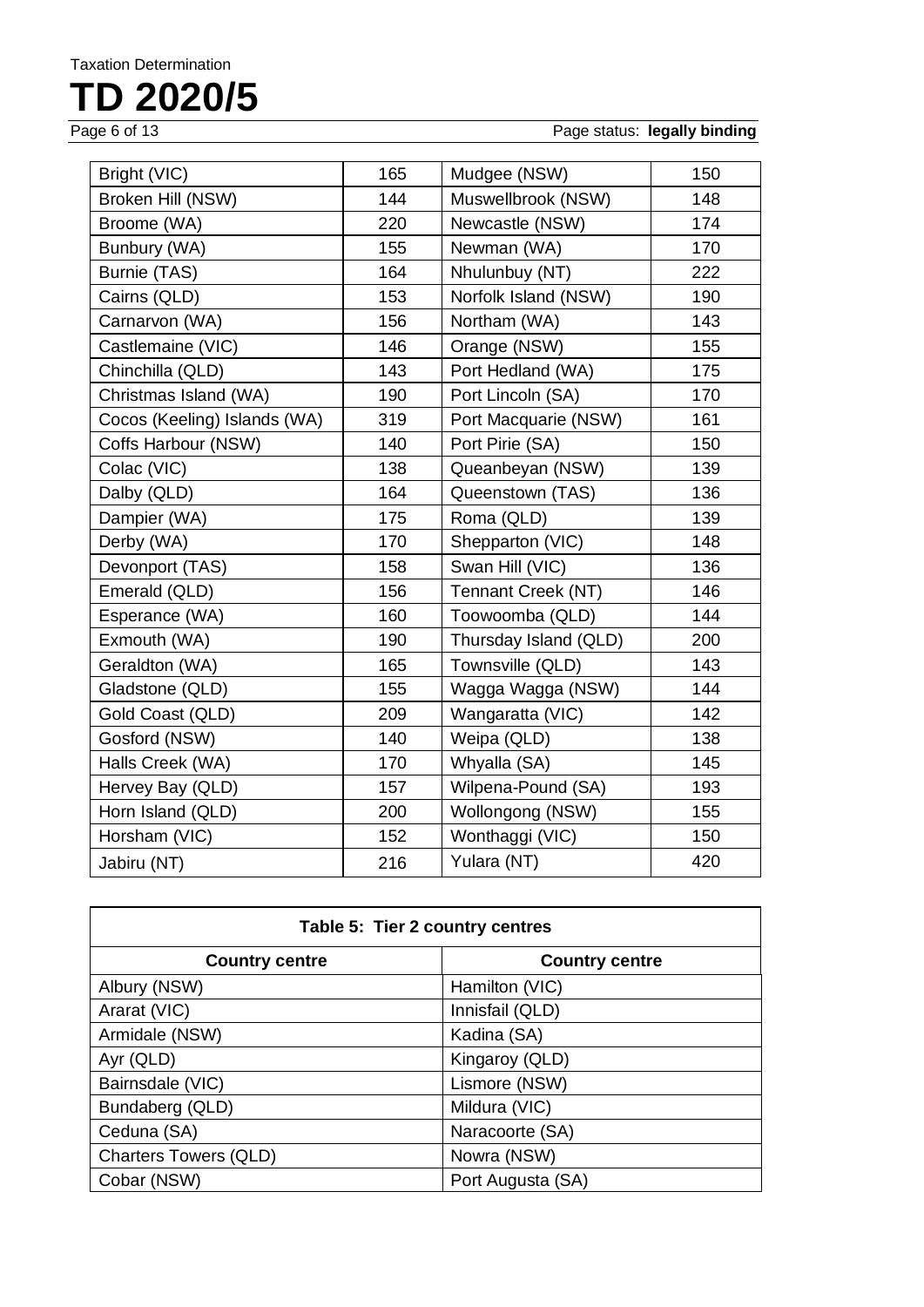| | | | |
|---|---|---|---|
| Bright (VIC) | 165 | Mudgee (NSW) | 150 |
| Broken Hill (NSW) | 144 | Muswellbrook (NSW) | 148 |
| Broome (WA) | 220 | Newcastle (NSW) | 174 |
| Bunbury (WA) | 155 | Newman (WA) | 170 |
| Burnie (TAS) | 164 | Nhulunbuy (NT) | 222 |
| Cairns (QLD) | 153 | Norfolk Island (NSW) | 190 |
| Carnarvon (WA) | 156 | Northam (WA) | 143 |
| Castlemaine (VIC) | 146 | Orange (NSW) | 155 |
| Chinchilla (QLD) | 143 | Port Hedland (WA) | 175 |
| Christmas Island (WA) | 190 | Port Lincoln (SA) | 170 |
| Cocos (Keeling) Islands (WA) | 319 | Port Macquarie (NSW) | 161 |
| Coffs Harbour (NSW) | 140 | Port Pirie (SA) | 150 |
| Colac (VIC) | 138 | Queanbeyan (NSW) | 139 |
| Dalby (QLD) | 164 | Queenstown (TAS) | 136 |
| Dampier (WA) | 175 | Roma (QLD) | 139 |
| Derby (WA) | 170 | Shepparton (VIC) | 148 |
| Devonport (TAS) | 158 | Swan Hill (VIC) | 136 |
| Emerald (QLD) | 156 | Tennant Creek (NT) | 146 |
| Esperance (WA) | 160 | Toowoomba (QLD) | 144 |
| Exmouth (WA) | 190 | Thursday Island (QLD) | 200 |
| Geraldton (WA) | 165 | Townsville (QLD) | 143 |
| Gladstone (QLD) | 155 | Wagga Wagga (NSW) | 144 |
| Gold Coast (QLD) | 209 | Wangaratta (VIC) | 142 |
| Gosford (NSW) | 140 | Weipa (QLD) | 138 |
| Halls Creek (WA) | 170 | Whyalla (SA) | 145 |
| Hervey Bay (QLD) | 157 | Wilpena-Pound (SA) | 193 |
| Horn Island (QLD) | 200 | Wollongong (NSW) | 155 |
| Horsham (VIC) | 152 | Wonthaggi (VIC) | 150 |
| Jabiru (NT) | 216 | Yulara (NT) | 420 |

**Table 5: Tier 2 country centres**

| Country centre | Country centre |
|---|---|
| Albury (NSW) | Hamilton (VIC) |
| Ararat (VIC) | Innisfail (QLD) |
| Armidale (NSW) | Kadina (SA) |
| Ayr (QLD) | Kingaroy (QLD) |
| Bairnsdale (VIC) | Lismore (NSW) |
| Bundaberg (QLD) | Mildura (VIC) |
| Ceduna (SA) | Naracoorte (SA) |
| Charters Towers (QLD) | Nowra (NSW) |
| Cobar (NSW) | Port Augusta (SA) |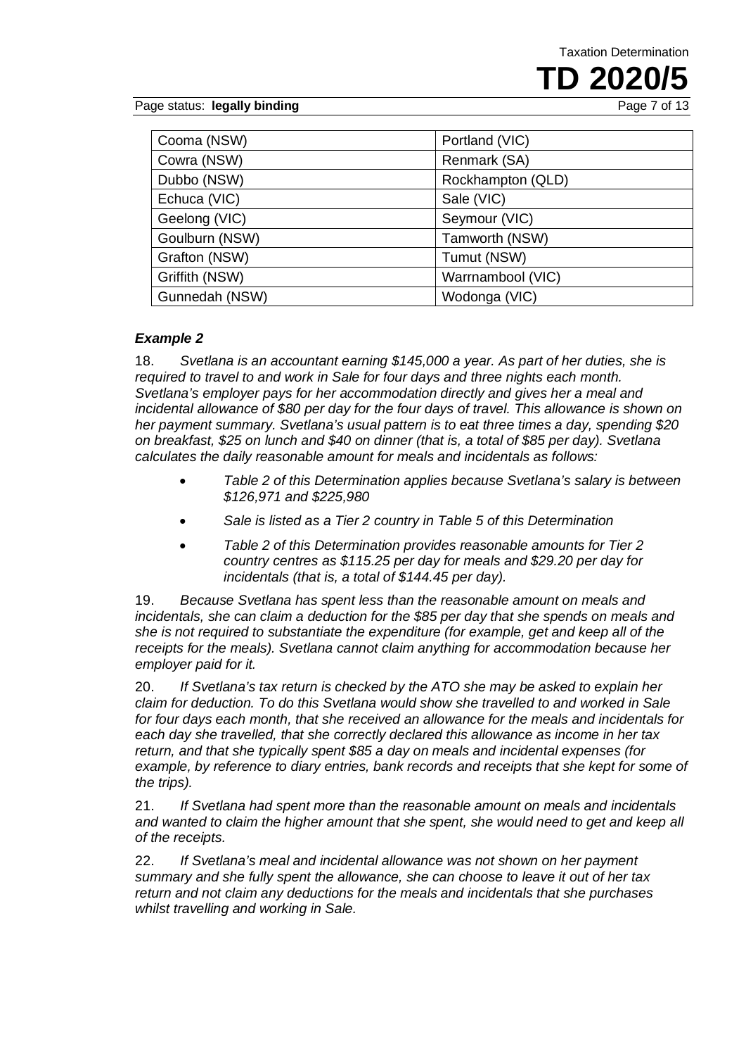| Cooma (NSW) | Portland (VIC) |
|---|---|
| Cowra (NSW) | Renmark (SA) |
| Dubbo (NSW) | Rockhampton (QLD) |
| Echuca (VIC) | Sale (VIC) |
| Geelong (VIC) | Seymour (VIC) |
| Goulburn (NSW) | Tamworth (NSW) |
| Grafton (NSW) | Tumut (NSW) |
| Griffith (NSW) | Warrnambool (VIC) |
| Gunnedah (NSW) | Wodonga (VIC) |

### *Example 2*

18. *Svetlana is an accountant earning $145,000 a year. As part of her duties, she is required to travel to and work in Sale for four days and three nights each month. Svetlana's employer pays for her accommodation directly and gives her a meal and incidental allowance of $80 per day for the four days of travel. This allowance is shown on her payment summary. Svetlana's usual pattern is to eat three times a day, spending $20 on breakfast, $25 on lunch and $40 on dinner (that is, a total of $85 per day). Svetlana calculates the daily reasonable amount for meals and incidentals as follows:*

- *Table 2 of this Determination applies because Svetlana's salary is between $126,971 and $225,980*
- *Sale is listed as a Tier 2 country in Table 5 of this Determination*
- *Table 2 of this Determination provides reasonable amounts for Tier 2 country centres as $115.25 per day for meals and $29.20 per day for incidentals (that is, a total of $144.45 per day).*

19. *Because Svetlana has spent less than the reasonable amount on meals and incidentals, she can claim a deduction for the $85 per day that she spends on meals and she is not required to substantiate the expenditure (for example, get and keep all of the receipts for the meals). Svetlana cannot claim anything for accommodation because her employer paid for it.*

20. *If Svetlana's tax return is checked by the ATO she may be asked to explain her claim for deduction. To do this Svetlana would show she travelled to and worked in Sale for four days each month, that she received an allowance for the meals and incidentals for each day she travelled, that she correctly declared this allowance as income in her tax return, and that she typically spent $85 a day on meals and incidental expenses (for example, by reference to diary entries, bank records and receipts that she kept for some of the trips).*

21. *If Svetlana had spent more than the reasonable amount on meals and incidentals and wanted to claim the higher amount that she spent, she would need to get and keep all of the receipts.*

22. *If Svetlana's meal and incidental allowance was not shown on her payment summary and she fully spent the allowance, she can choose to leave it out of her tax return and not claim any deductions for the meals and incidentals that she purchases whilst travelling and working in Sale.*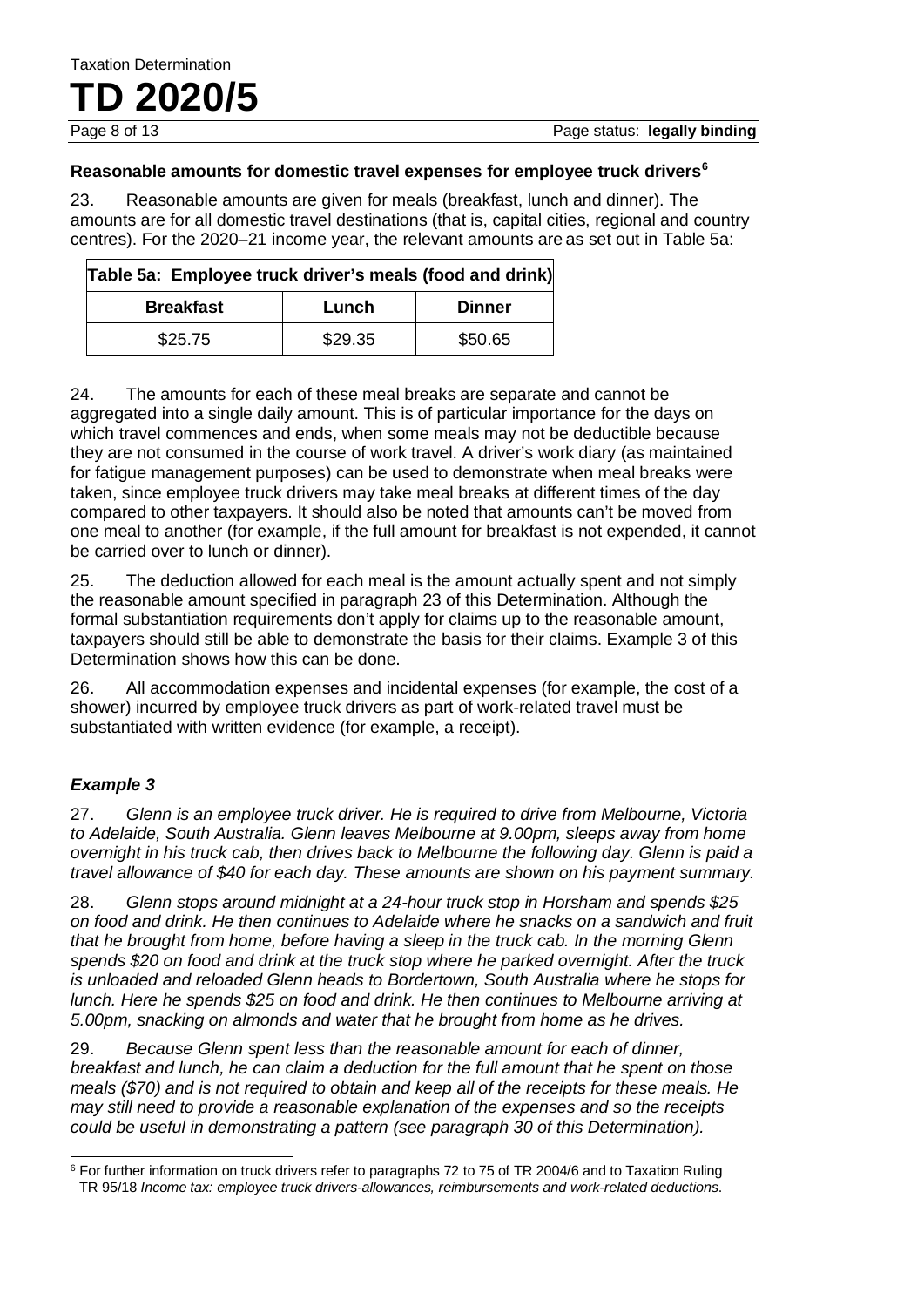### Reasonable amounts for domestic travel expenses for employee truck drivers[6]

23. Reasonable amounts are given for meals (breakfast, lunch and dinner). The amounts are for all domestic travel destinations (that is, capital cities, regional and country centres). For the 2020–21 income year, the relevant amounts are as set out in Table 5a:

**Table 5a: Employee truck driver's meals (food and drink)**

| Breakfast | Lunch | Dinner |
|---|---|---|
| $25.75 | $29.35 | $50.65 |

24. The amounts for each of these meal breaks are separate and cannot be aggregated into a single daily amount. This is of particular importance for the days on which travel commences and ends, when some meals may not be deductible because they are not consumed in the course of work travel. A driver's work diary (as maintained for fatigue management purposes) can be used to demonstrate when meal breaks were taken, since employee truck drivers may take meal breaks at different times of the day compared to other taxpayers. It should also be noted that amounts can't be moved from one meal to another (for example, if the full amount for breakfast is not expended, it cannot be carried over to lunch or dinner).

25. The deduction allowed for each meal is the amount actually spent and not simply the reasonable amount specified in paragraph 23 of this Determination. Although the formal substantiation requirements don't apply for claims up to the reasonable amount, taxpayers should still be able to demonstrate the basis for their claims. Example 3 of this Determination shows how this can be done.

26. All accommodation expenses and incidental expenses (for example, the cost of a shower) incurred by employee truck drivers as part of work-related travel must be substantiated with written evidence (for example, a receipt).

### *Example 3*

27. *Glenn is an employee truck driver. He is required to drive from Melbourne, Victoria to Adelaide, South Australia. Glenn leaves Melbourne at 9.00pm, sleeps away from home overnight in his truck cab, then drives back to Melbourne the following day. Glenn is paid a travel allowance of $40 for each day. These amounts are shown on his payment summary.*

28. *Glenn stops around midnight at a 24-hour truck stop in Horsham and spends $25 on food and drink. He then continues to Adelaide where he snacks on a sandwich and fruit that he brought from home, before having a sleep in the truck cab. In the morning Glenn spends $20 on food and drink at the truck stop where he parked overnight. After the truck is unloaded and reloaded Glenn heads to Bordertown, South Australia where he stops for lunch. Here he spends $25 on food and drink. He then continues to Melbourne arriving at 5.00pm, snacking on almonds and water that he brought from home as he drives.*

29. *Because Glenn spent less than the reasonable amount for each of dinner, breakfast and lunch, he can claim a deduction for the full amount that he spent on those meals ($70) and is not required to obtain and keep all of the receipts for these meals. He may still need to provide a reasonable explanation of the expenses and so the receipts could be useful in demonstrating a pattern (see paragraph 30 of this Determination).*

---

[6] For further information on truck drivers refer to paragraphs 72 to 75 of TR 2004/6 and to Taxation Ruling TR 95/18 *Income tax: employee truck drivers-allowances, reimbursements and work-related deductions*.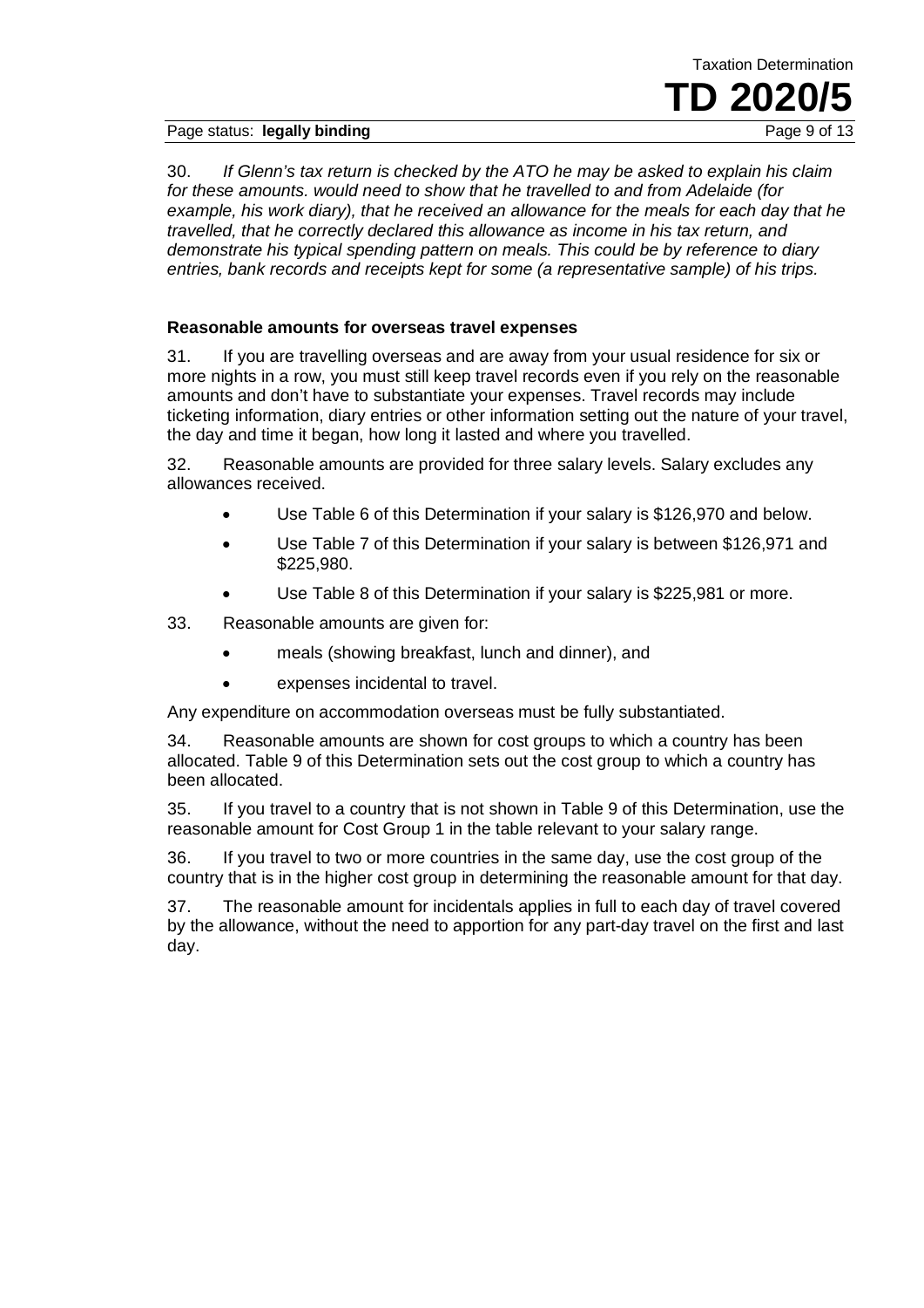30. *If Glenn's tax return is checked by the ATO he may be asked to explain his claim for these amounts. would need to show that he travelled to and from Adelaide (for example, his work diary), that he received an allowance for the meals for each day that he travelled, that he correctly declared this allowance as income in his tax return, and demonstrate his typical spending pattern on meals. This could be by reference to diary entries, bank records and receipts kept for some (a representative sample) of his trips.*

### Reasonable amounts for overseas travel expenses

31. If you are travelling overseas and are away from your usual residence for six or more nights in a row, you must still keep travel records even if you rely on the reasonable amounts and don't have to substantiate your expenses. Travel records may include ticketing information, diary entries or other information setting out the nature of your travel, the day and time it began, how long it lasted and where you travelled.

32. Reasonable amounts are provided for three salary levels. Salary excludes any allowances received.

- Use Table 6 of this Determination if your salary is $126,970 and below.
- Use Table 7 of this Determination if your salary is between $126,971 and $225,980.
- Use Table 8 of this Determination if your salary is $225,981 or more.

33. Reasonable amounts are given for:

- meals (showing breakfast, lunch and dinner), and
- expenses incidental to travel.

Any expenditure on accommodation overseas must be fully substantiated.

34. Reasonable amounts are shown for cost groups to which a country has been allocated. Table 9 of this Determination sets out the cost group to which a country has been allocated.

35. If you travel to a country that is not shown in Table 9 of this Determination, use the reasonable amount for Cost Group 1 in the table relevant to your salary range.

36. If you travel to two or more countries in the same day, use the cost group of the country that is in the higher cost group in determining the reasonable amount for that day.

37. The reasonable amount for incidentals applies in full to each day of travel covered by the allowance, without the need to apportion for any part-day travel on the first and last day.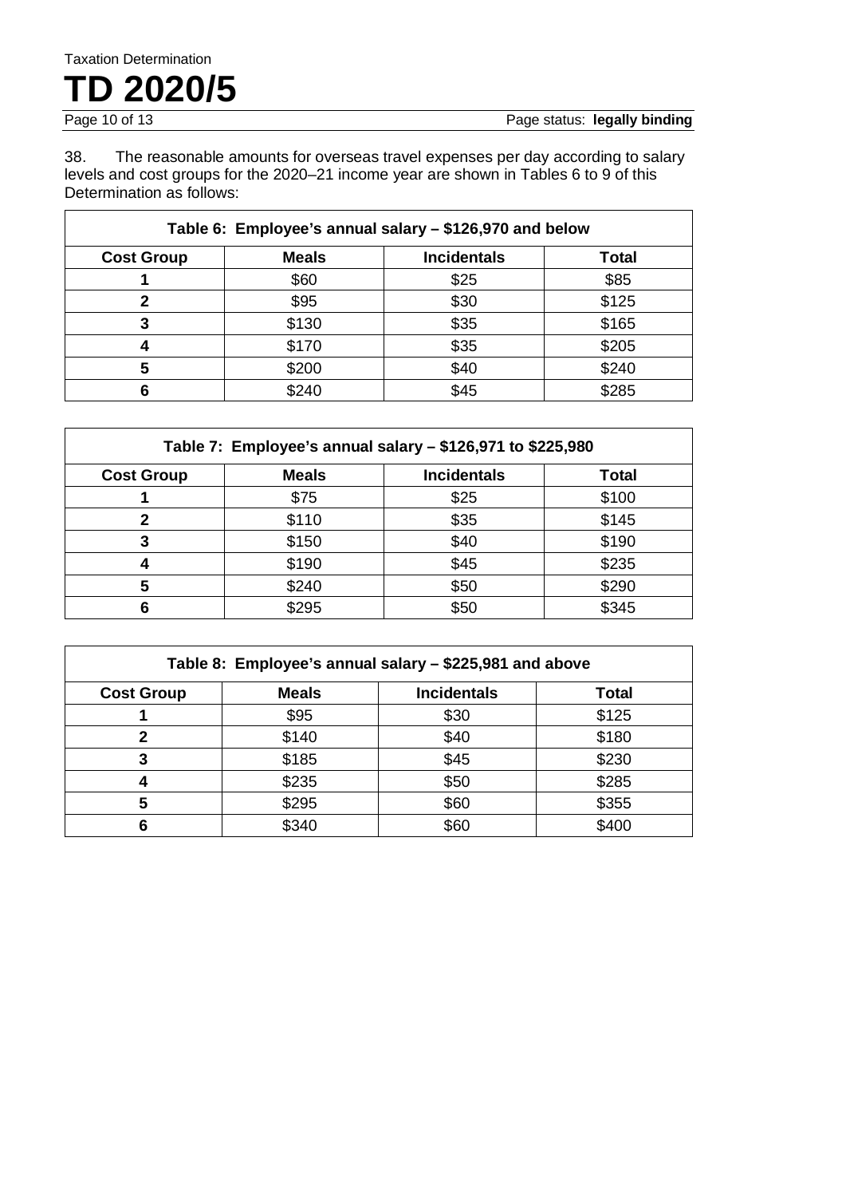38. The reasonable amounts for overseas travel expenses per day according to salary levels and cost groups for the 2020–21 income year are shown in Tables 6 to 9 of this Determination as follows:

| **Table 6: Employee's annual salary – $126,970 and below** | | | |
|---|---|---|---|
| **Cost Group** | **Meals** | **Incidentals** | **Total** |
| **1** | $60 | $25 | $85 |
| **2** | $95 | $30 | $125 |
| **3** | $130 | $35 | $165 |
| **4** | $170 | $35 | $205 |
| **5** | $200 | $40 | $240 |
| **6** | $240 | $45 | $285 |

| **Table 7: Employee's annual salary – $126,971 to $225,980** | | | |
|---|---|---|---|
| **Cost Group** | **Meals** | **Incidentals** | **Total** |
| **1** | $75 | $25 | $100 |
| **2** | $110 | $35 | $145 |
| **3** | $150 | $40 | $190 |
| **4** | $190 | $45 | $235 |
| **5** | $240 | $50 | $290 |
| **6** | $295 | $50 | $345 |

| **Table 8: Employee's annual salary – $225,981 and above** | | | |
|---|---|---|---|
| **Cost Group** | **Meals** | **Incidentals** | **Total** |
| **1** | $95 | $30 | $125 |
| **2** | $140 | $40 | $180 |
| **3** | $185 | $45 | $230 |
| **4** | $235 | $50 | $285 |
| **5** | $295 | $60 | $355 |
| **6** | $340 | $60 | $400 |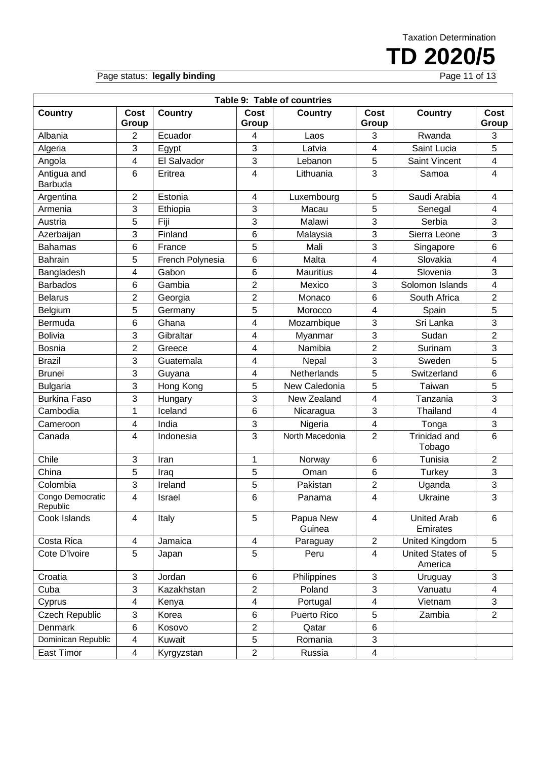**Table 9: Table of countries**

| Country | Cost Group | Country | Cost Group | Country | Cost Group | Country | Cost Group |
|---|---|---|---|---|---|---|---|
| Albania | 2 | Ecuador | 4 | Laos | 3 | Rwanda | 3 |
| Algeria | 3 | Egypt | 3 | Latvia | 4 | Saint Lucia | 5 |
| Angola | 4 | El Salvador | 3 | Lebanon | 5 | Saint Vincent | 4 |
| Antigua and Barbuda | 6 | Eritrea | 4 | Lithuania | 3 | Samoa | 4 |
| Argentina | 2 | Estonia | 4 | Luxembourg | 5 | Saudi Arabia | 4 |
| Armenia | 3 | Ethiopia | 3 | Macau | 5 | Senegal | 4 |
| Austria | 5 | Fiji | 3 | Malawi | 3 | Serbia | 3 |
| Azerbaijan | 3 | Finland | 6 | Malaysia | 3 | Sierra Leone | 3 |
| Bahamas | 6 | France | 5 | Mali | 3 | Singapore | 6 |
| Bahrain | 5 | French Polynesia | 6 | Malta | 4 | Slovakia | 4 |
| Bangladesh | 4 | Gabon | 6 | Mauritius | 4 | Slovenia | 3 |
| Barbados | 6 | Gambia | 2 | Mexico | 3 | Solomon Islands | 4 |
| Belarus | 2 | Georgia | 2 | Monaco | 6 | South Africa | 2 |
| Belgium | 5 | Germany | 5 | Morocco | 4 | Spain | 5 |
| Bermuda | 6 | Ghana | 4 | Mozambique | 3 | Sri Lanka | 3 |
| Bolivia | 3 | Gibraltar | 4 | Myanmar | 3 | Sudan | 2 |
| Bosnia | 2 | Greece | 4 | Namibia | 2 | Surinam | 3 |
| Brazil | 3 | Guatemala | 4 | Nepal | 3 | Sweden | 5 |
| Brunei | 3 | Guyana | 4 | Netherlands | 5 | Switzerland | 6 |
| Bulgaria | 3 | Hong Kong | 5 | New Caledonia | 5 | Taiwan | 5 |
| Burkina Faso | 3 | Hungary | 3 | New Zealand | 4 | Tanzania | 3 |
| Cambodia | 1 | Iceland | 6 | Nicaragua | 3 | Thailand | 4 |
| Cameroon | 4 | India | 3 | Nigeria | 4 | Tonga | 3 |
| Canada | 4 | Indonesia | 3 | North Macedonia | 2 | Trinidad and Tobago | 6 |
| Chile | 3 | Iran | 1 | Norway | 6 | Tunisia | 2 |
| China | 5 | Iraq | 5 | Oman | 6 | Turkey | 3 |
| Colombia | 3 | Ireland | 5 | Pakistan | 2 | Uganda | 3 |
| Congo Democratic Republic | 4 | Israel | 6 | Panama | 4 | Ukraine | 3 |
| Cook Islands | 4 | Italy | 5 | Papua New Guinea | 4 | United Arab Emirates | 6 |
| Costa Rica | 4 | Jamaica | 4 | Paraguay | 2 | United Kingdom | 5 |
| Cote D'Ivoire | 5 | Japan | 5 | Peru | 4 | United States of America | 5 |
| Croatia | 3 | Jordan | 6 | Philippines | 3 | Uruguay | 3 |
| Cuba | 3 | Kazakhstan | 2 | Poland | 3 | Vanuatu | 4 |
| Cyprus | 4 | Kenya | 4 | Portugal | 4 | Vietnam | 3 |
| Czech Republic | 3 | Korea | 6 | Puerto Rico | 5 | Zambia | 2 |
| Denmark | 6 | Kosovo | 2 | Qatar | 6 | | |
| Dominican Republic | 4 | Kuwait | 5 | Romania | 3 | | |
| East Timor | 4 | Kyrgyzstan | 2 | Russia | 4 | | |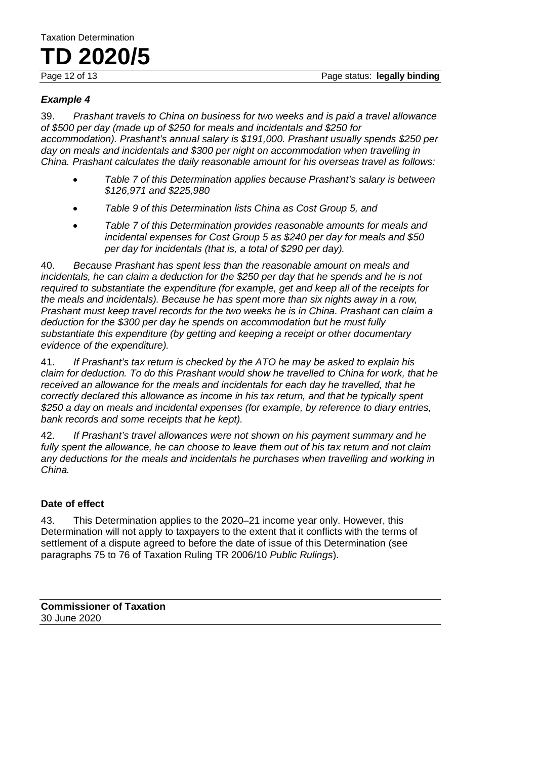### *Example 4*

39. *Prashant travels to China on business for two weeks and is paid a travel allowance of $500 per day (made up of $250 for meals and incidentals and $250 for accommodation). Prashant's annual salary is $191,000. Prashant usually spends $250 per day on meals and incidentals and $300 per night on accommodation when travelling in China. Prashant calculates the daily reasonable amount for his overseas travel as follows:*

- *Table 7 of this Determination applies because Prashant's salary is between $126,971 and $225,980*
- *Table 9 of this Determination lists China as Cost Group 5, and*
- *Table 7 of this Determination provides reasonable amounts for meals and incidental expenses for Cost Group 5 as $240 per day for meals and $50 per day for incidentals (that is, a total of $290 per day).*

40. *Because Prashant has spent less than the reasonable amount on meals and incidentals, he can claim a deduction for the $250 per day that he spends and he is not required to substantiate the expenditure (for example, get and keep all of the receipts for the meals and incidentals). Because he has spent more than six nights away in a row, Prashant must keep travel records for the two weeks he is in China. Prashant can claim a deduction for the $300 per day he spends on accommodation but he must fully substantiate this expenditure (by getting and keeping a receipt or other documentary evidence of the expenditure).*

41. *If Prashant's tax return is checked by the ATO he may be asked to explain his claim for deduction. To do this Prashant would show he travelled to China for work, that he received an allowance for the meals and incidentals for each day he travelled, that he correctly declared this allowance as income in his tax return, and that he typically spent $250 a day on meals and incidental expenses (for example, by reference to diary entries, bank records and some receipts that he kept).*

42. *If Prashant's travel allowances were not shown on his payment summary and he fully spent the allowance, he can choose to leave them out of his tax return and not claim any deductions for the meals and incidentals he purchases when travelling and working in China.*

## Date of effect

43. This Determination applies to the 2020–21 income year only. However, this Determination will not apply to taxpayers to the extent that it conflicts with the terms of settlement of a dispute agreed to before the date of issue of this Determination (see paragraphs 75 to 76 of Taxation Ruling TR 2006/10 *Public Rulings*).

**Commissioner of Taxation**
30 June 2020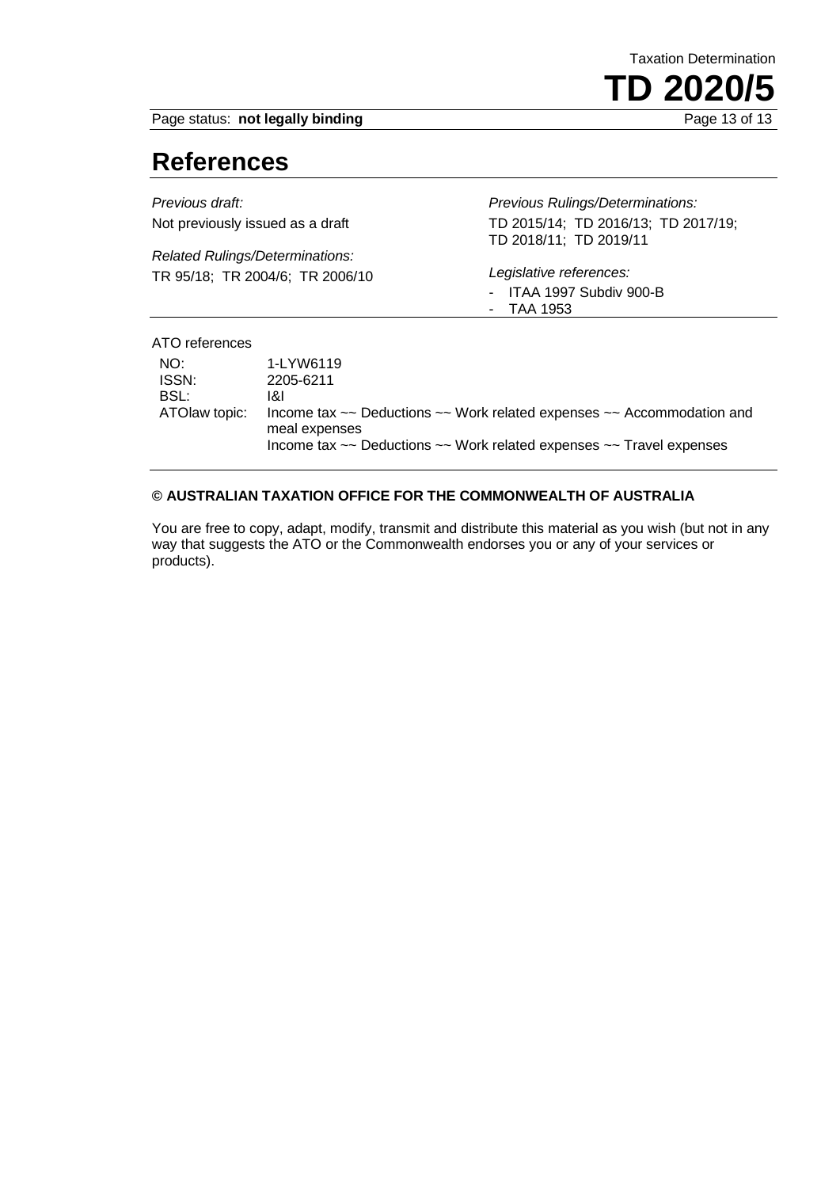# References

*Previous draft:*

Not previously issued as a draft

*Related Rulings/Determinations:*

TR 95/18; TR 2004/6; TR 2006/10

*Previous Rulings/Determinations:*

TD 2015/14; TD 2016/13; TD 2017/19; TD 2018/11; TD 2019/11

*Legislative references:*

- ITAA 1997 Subdiv 900-B
- TAA 1953

ATO references

| | |
|---|---|
| NO: | 1-LYW6119 |
| ISSN: | 2205-6211 |
| BSL: | I&I |
| ATOlaw topic: | Income tax ~~ Deductions ~~ Work related expenses ~~ Accommodation and meal expenses<br>Income tax ~~ Deductions ~~ Work related expenses ~~ Travel expenses |

**© AUSTRALIAN TAXATION OFFICE FOR THE COMMONWEALTH OF AUSTRALIA**

You are free to copy, adapt, modify, transmit and distribute this material as you wish (but not in any way that suggests the ATO or the Commonwealth endorses you or any of your services or products).